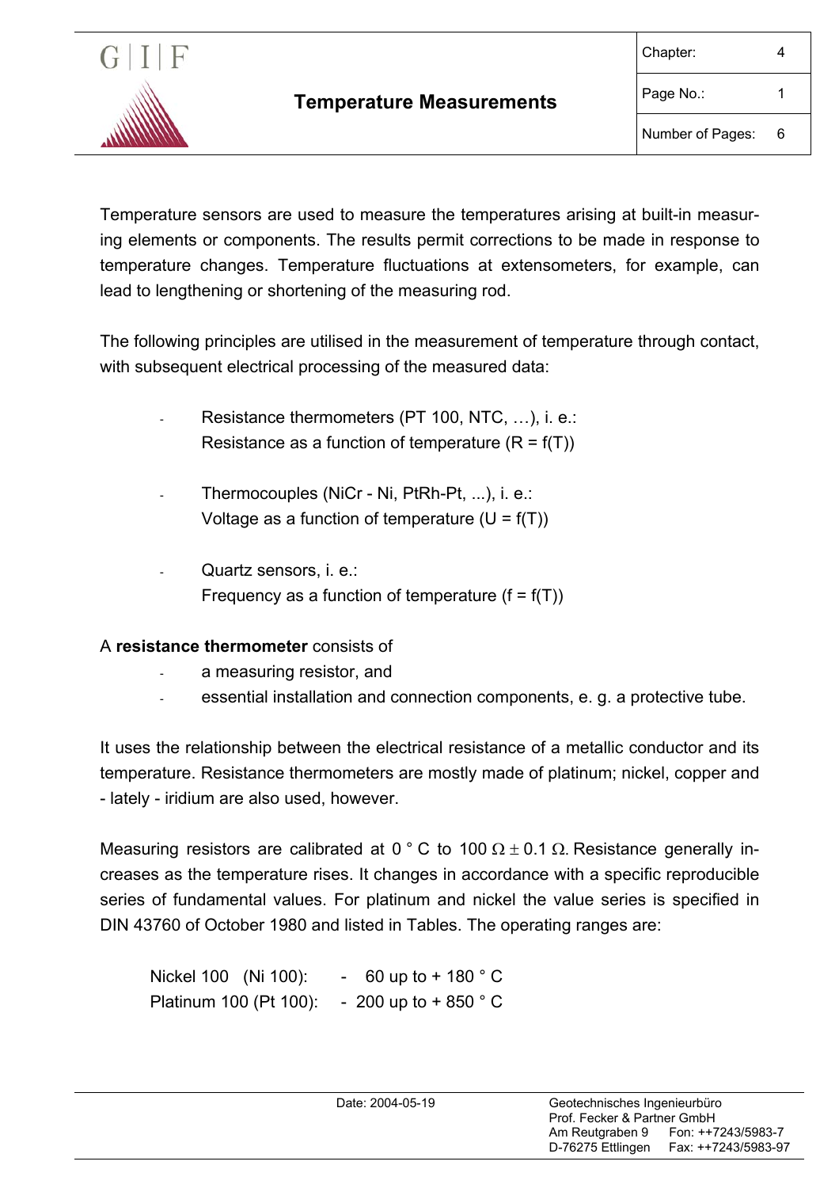# Temperature Measurements

Temperature sensors are used to measure the temperatures arising at built-in measuring elements or components. The results permit corrections to be made in response to temperature changes. Temperature fluctuations at extensometers, for example, can lead to lengthening or shortening of the measuring rod.

The following principles are utilised in the measurement of temperature through contact, with subsequent electrical processing of the measured data:

- Resistance thermometers (PT 100, NTC, …), i. e.:
  Resistance as a function of temperature ($R = f(T)$)

- Thermocouples (NiCr - Ni, PtRh-Pt, ...), i. e.:
  Voltage as a function of temperature ($U = f(T)$)

- Quartz sensors, i. e.:
  Frequency as a function of temperature ($f = f(T)$)

A **resistance thermometer** consists of

- a measuring resistor, and
- essential installation and connection components, e. g. a protective tube.

It uses the relationship between the electrical resistance of a metallic conductor and its temperature. Resistance thermometers are mostly made of platinum; nickel, copper and - lately - iridium are also used, however.

Measuring resistors are calibrated at 0 ° C to 100 $\Omega \pm 0.1\ \Omega$. Resistance generally increases as the temperature rises. It changes in accordance with a specific reproducible series of fundamental values. For platinum and nickel the value series is specified in DIN 43760 of October 1980 and listed in Tables. The operating ranges are:

| | |
|---|---|
| Nickel 100 (Ni 100): | - 60 up to + 180 ° C |
| Platinum 100 (Pt 100): | - 200 up to + 850 ° C |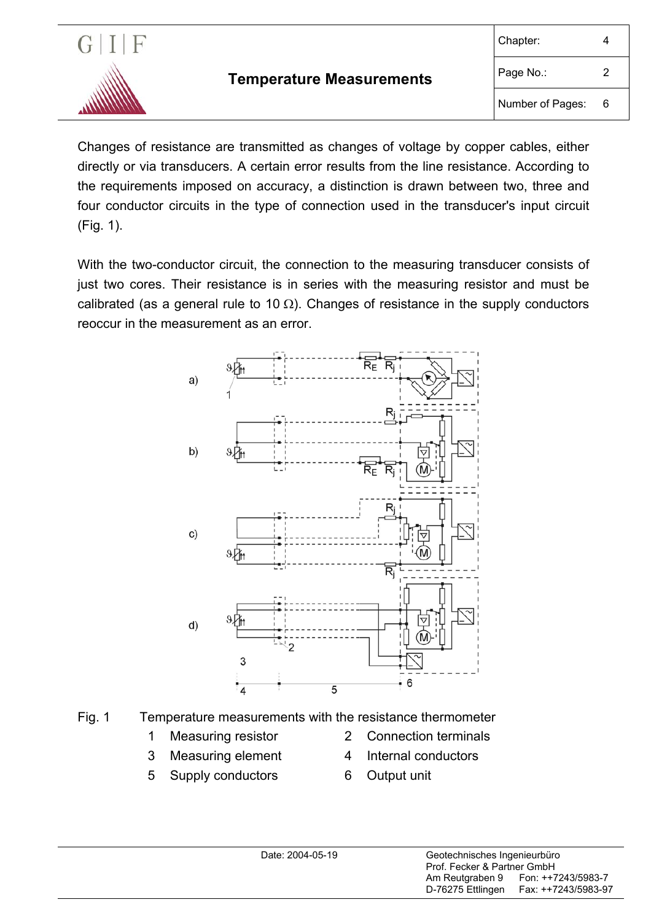Changes of resistance are transmitted as changes of voltage by copper cables, either directly or via transducers. A certain error results from the line resistance. According to the requirements imposed on accuracy, a distinction is drawn between two, three and four conductor circuits in the type of connection used in the transducer's input circuit (Fig. 1).

With the two-conductor circuit, the connection to the measuring transducer consists of just two cores. Their resistance is in series with the measuring resistor and must be calibrated (as a general rule to 10 Ω). Changes of resistance in the supply conductors reoccur in the measurement as an error.

Fig. 1 Temperature measurements with the resistance thermometer

1 Measuring resistor
2 Connection terminals
3 Measuring element
4 Internal conductors
5 Supply conductors
6 Output unit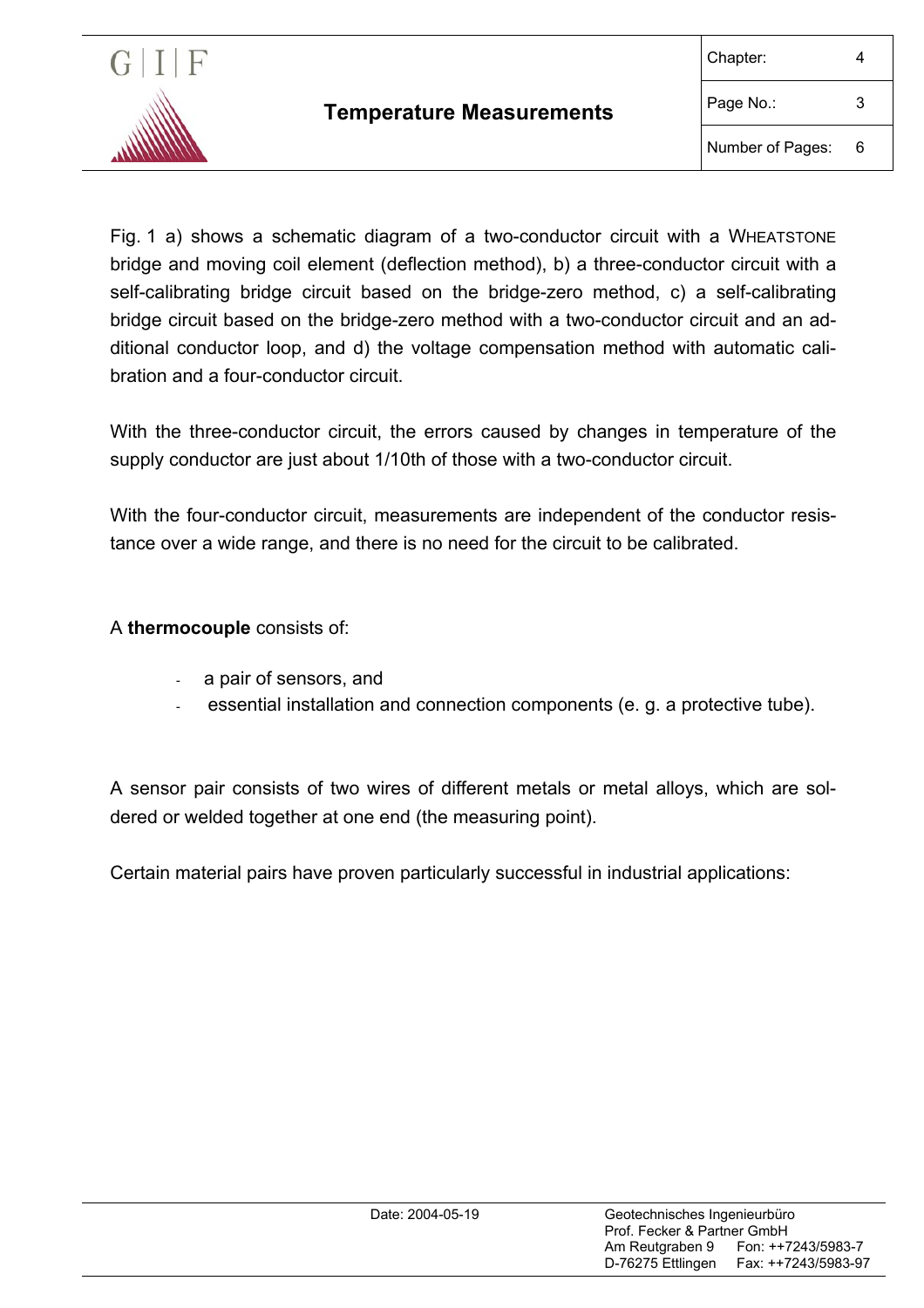Fig. 1 a) shows a schematic diagram of a two-conductor circuit with a WHEATSTONE bridge and moving coil element (deflection method), b) a three-conductor circuit with a self-calibrating bridge circuit based on the bridge-zero method, c) a self-calibrating bridge circuit based on the bridge-zero method with a two-conductor circuit and an additional conductor loop, and d) the voltage compensation method with automatic calibration and a four-conductor circuit.

With the three-conductor circuit, the errors caused by changes in temperature of the supply conductor are just about 1/10th of those with a two-conductor circuit.

With the four-conductor circuit, measurements are independent of the conductor resistance over a wide range, and there is no need for the circuit to be calibrated.

A **thermocouple** consists of:

- a pair of sensors, and
- essential installation and connection components (e. g. a protective tube).

A sensor pair consists of two wires of different metals or metal alloys, which are soldered or welded together at one end (the measuring point).

Certain material pairs have proven particularly successful in industrial applications: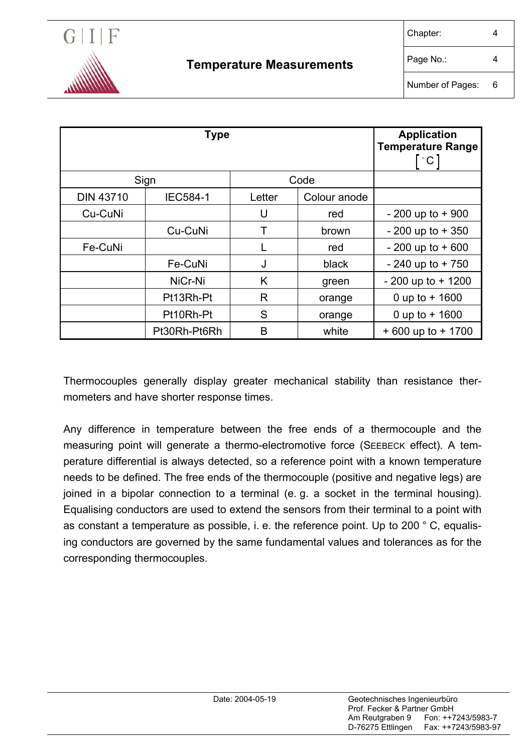| Type | | | | Application Temperature Range $[^\circ C]$ |
|---|---|---|---|---|
| Sign | | Code | | |
| DIN 43710 | IEC584-1 | Letter | Colour anode | |
| Cu-CuNi | | U | red | - 200 up to + 900 |
| | Cu-CuNi | T | brown | - 200 up to + 350 |
| Fe-CuNi | | L | red | - 200 up to + 600 |
| | Fe-CuNi | J | black | - 240 up to + 750 |
| | NiCr-Ni | K | green | - 200 up to + 1200 |
| | Pt13Rh-Pt | R | orange | 0 up to + 1600 |
| | Pt10Rh-Pt | S | orange | 0 up to + 1600 |
| | Pt30Rh-Pt6Rh | B | white | + 600 up to + 1700 |

Thermocouples generally display greater mechanical stability than resistance thermometers and have shorter response times.

Any difference in temperature between the free ends of a thermocouple and the measuring point will generate a thermo-electromotive force (SEEBECK effect). A temperature differential is always detected, so a reference point with a known temperature needs to be defined. The free ends of the thermocouple (positive and negative legs) are joined in a bipolar connection to a terminal (e. g. a socket in the terminal housing). Equalising conductors are used to extend the sensors from their terminal to a point with as constant a temperature as possible, i. e. the reference point. Up to 200 ° C, equalising conductors are governed by the same fundamental values and tolerances as for the corresponding thermocouples.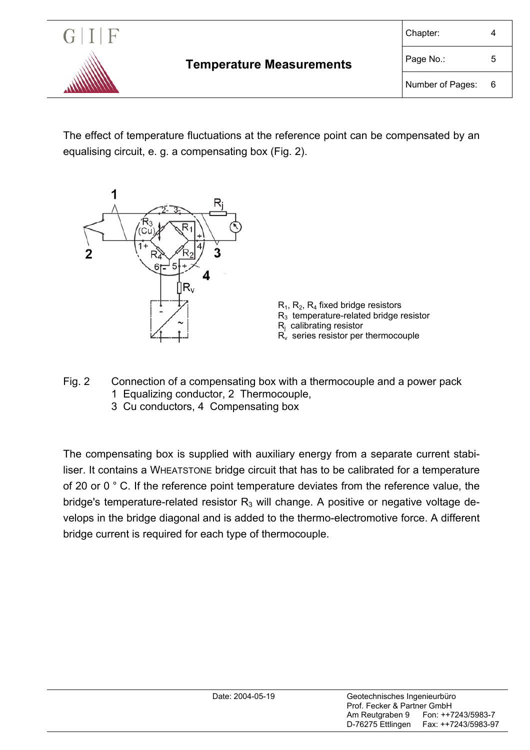The effect of temperature fluctuations at the reference point can be compensated by an equalising circuit, e. g. a compensating box (Fig. 2).

$R_1$, $R_2$, $R_4$ fixed bridge resistors
$R_3$ temperature-related bridge resistor
$R_j$ calibrating resistor
$R_v$ series resistor per thermocouple

Fig. 2 Connection of a compensating box with a thermocouple and a power pack
1 Equalizing conductor, 2 Thermocouple,
3 Cu conductors, 4 Compensating box

The compensating box is supplied with auxiliary energy from a separate current stabiliser. It contains a WHEATSTONE bridge circuit that has to be calibrated for a temperature of 20 or 0 ° C. If the reference point temperature deviates from the reference value, the bridge's temperature-related resistor $R_3$ will change. A positive or negative voltage develops in the bridge diagonal and is added to the thermo-electromotive force. A different bridge current is required for each type of thermocouple.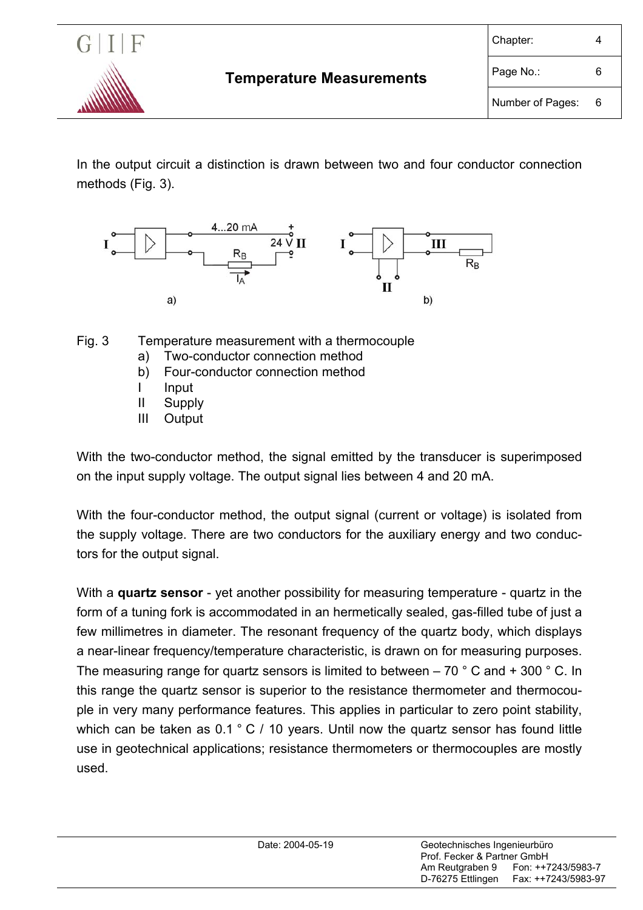In the output circuit a distinction is drawn between two and four conductor connection methods (Fig. 3).

Fig. 3 Temperature measurement with a thermocouple
- a) Two-conductor connection method
- b) Four-conductor connection method
- I Input
- II Supply
- III Output

With the two-conductor method, the signal emitted by the transducer is superimposed on the input supply voltage. The output signal lies between 4 and 20 mA.

With the four-conductor method, the output signal (current or voltage) is isolated from the supply voltage. There are two conductors for the auxiliary energy and two conductors for the output signal.

With a **quartz sensor** - yet another possibility for measuring temperature - quartz in the form of a tuning fork is accommodated in an hermetically sealed, gas-filled tube of just a few millimetres in diameter. The resonant frequency of the quartz body, which displays a near-linear frequency/temperature characteristic, is drawn on for measuring purposes. The measuring range for quartz sensors is limited to between – 70 ° C and + 300 ° C. In this range the quartz sensor is superior to the resistance thermometer and thermocouple in very many performance features. This applies in particular to zero point stability, which can be taken as 0.1 ° C / 10 years. Until now the quartz sensor has found little use in geotechnical applications; resistance thermometers or thermocouples are mostly used.